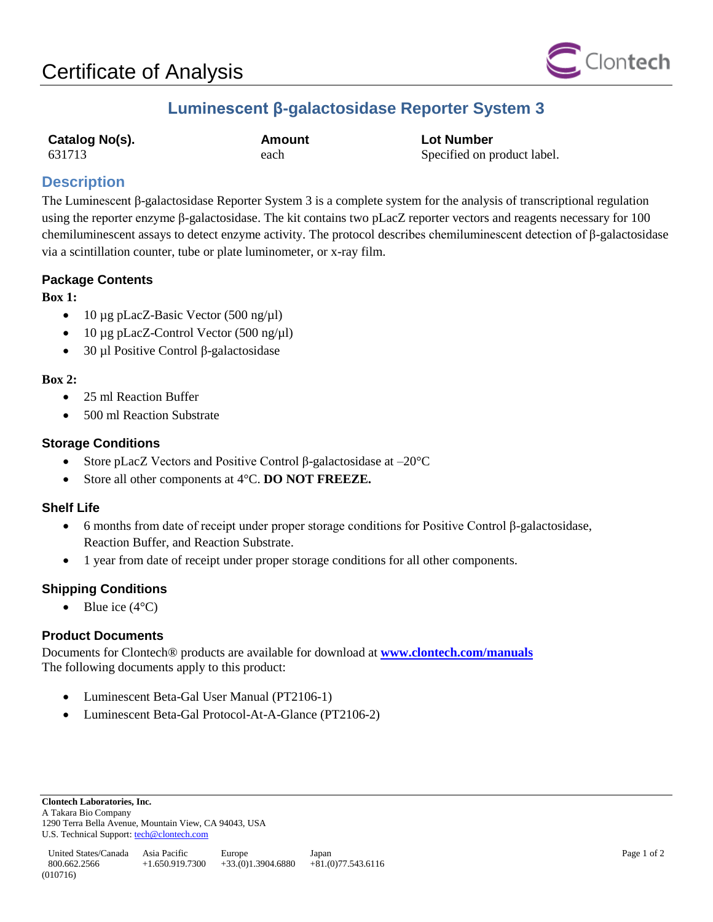# Certificate of Analysis

## Luminescent β-galactosidase Reporter System 3

| Catalog No(s). | Amount | Lot Number |
|---|---|---|
| 631713 | each | Specified on product label. |

## Description

The Luminescent β-galactosidase Reporter System 3 is a complete system for the analysis of transcriptional regulation using the reporter enzyme β-galactosidase. The kit contains two pLacZ reporter vectors and reagents necessary for 100 chemiluminescent assays to detect enzyme activity. The protocol describes chemiluminescent detection of β-galactosidase via a scintillation counter, tube or plate luminometer, or x-ray film.

### Package Contents

**Box 1:**

- 10 µg pLacZ-Basic Vector (500 ng/µl)
- 10 µg pLacZ-Control Vector (500 ng/µl)
- 30 µl Positive Control β-galactosidase

**Box 2:**

- 25 ml Reaction Buffer
- 500 ml Reaction Substrate

### Storage Conditions

- Store pLacZ Vectors and Positive Control β-galactosidase at –20°C
- Store all other components at 4°C. **DO NOT FREEZE.**

### Shelf Life

- 6 months from date of receipt under proper storage conditions for Positive Control β-galactosidase, Reaction Buffer, and Reaction Substrate.
- 1 year from date of receipt under proper storage conditions for all other components.

### Shipping Conditions

- Blue ice (4°C)

### Product Documents

Documents for Clontech® products are available for download at **www.clontech.com/manuals**
The following documents apply to this product:

- Luminescent Beta-Gal User Manual (PT2106-1)
- Luminescent Beta-Gal Protocol-At-A-Glance (PT2106-2)

**Clontech Laboratories, Inc.**
A Takara Bio Company
1290 Terra Bella Avenue, Mountain View, CA 94043, USA
U.S. Technical Support: tech@clontech.com

| United States/Canada | Asia Pacific | Europe | Japan |
|---|---|---|---|
| 800.662.2566 | +1.650.919.7300 | +33.(0)1.3904.6880 | +81.(0)77.543.6116 |

(010716)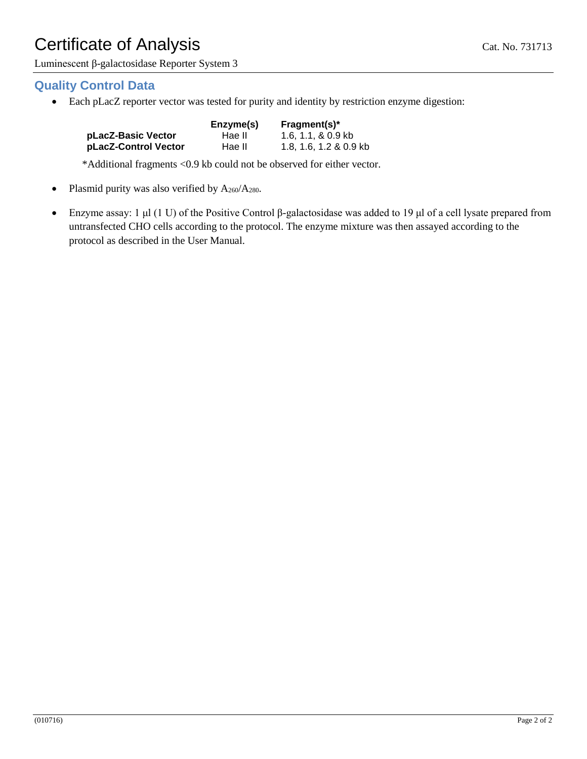# Certificate of Analysis

Cat. No. 731713

Luminescent β-galactosidase Reporter System 3

## Quality Control Data

- Each pLacZ reporter vector was tested for purity and identity by restriction enzyme digestion:

| | Enzyme(s) | Fragment(s)* |
|---|---|---|
| **pLacZ-Basic Vector** | Hae II | 1.6, 1.1, & 0.9 kb |
| **pLacZ-Control Vector** | Hae II | 1.8, 1.6, 1.2 & 0.9 kb |

*Additional fragments <0.9 kb could not be observed for either vector.

- Plasmid purity was also verified by $A_{260}/A_{280}$.

- Enzyme assay: 1 µl (1 U) of the Positive Control β-galactosidase was added to 19 µl of a cell lysate prepared from untransfected CHO cells according to the protocol. The enzyme mixture was then assayed according to the protocol as described in the User Manual.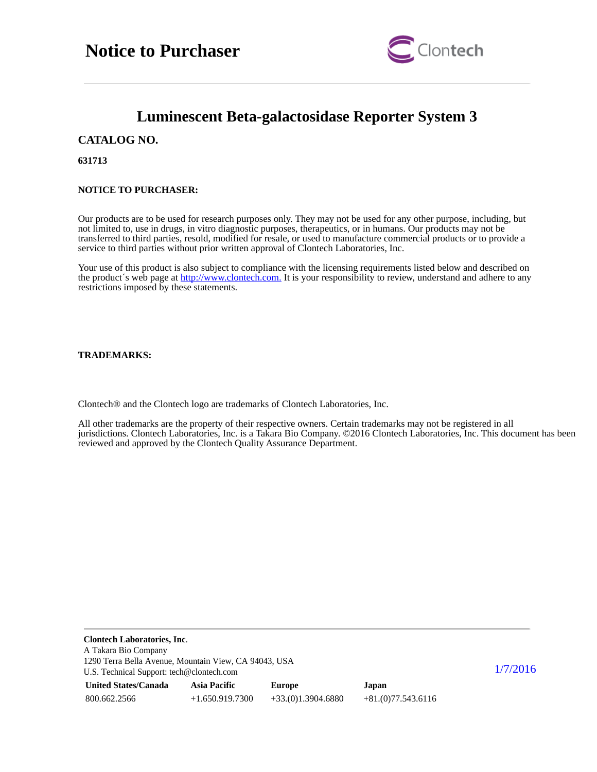# Notice to Purchaser

## Luminescent Beta-galactosidase Reporter System 3

### CATALOG NO.

**631713**

**NOTICE TO PURCHASER:**

Our products are to be used for research purposes only. They may not be used for any other purpose, including, but not limited to, use in drugs, in vitro diagnostic purposes, therapeutics, or in humans. Our products may not be transferred to third parties, resold, modified for resale, or used to manufacture commercial products or to provide a service to third parties without prior written approval of Clontech Laboratories, Inc.

Your use of this product is also subject to compliance with the licensing requirements listed below and described on the product´s web page at http://www.clontech.com. It is your responsibility to review, understand and adhere to any restrictions imposed by these statements.

**TRADEMARKS:**

Clontech® and the Clontech logo are trademarks of Clontech Laboratories, Inc.

All other trademarks are the property of their respective owners. Certain trademarks may not be registered in all jurisdictions. Clontech Laboratories, Inc. is a Takara Bio Company. ©2016 Clontech Laboratories, Inc. This document has been reviewed and approved by the Clontech Quality Assurance Department.

**Clontech Laboratories, Inc**.
A Takara Bio Company
1290 Terra Bella Avenue, Mountain View, CA 94043, USA
U.S. Technical Support: tech@clontech.com

1/7/2016

| **United States/Canada** | **Asia Pacific** | **Europe** | **Japan** |
|---|---|---|---|
| 800.662.2566 | +1.650.919.7300 | +33.(0)1.3904.6880 | +81.(0)77.543.6116 |